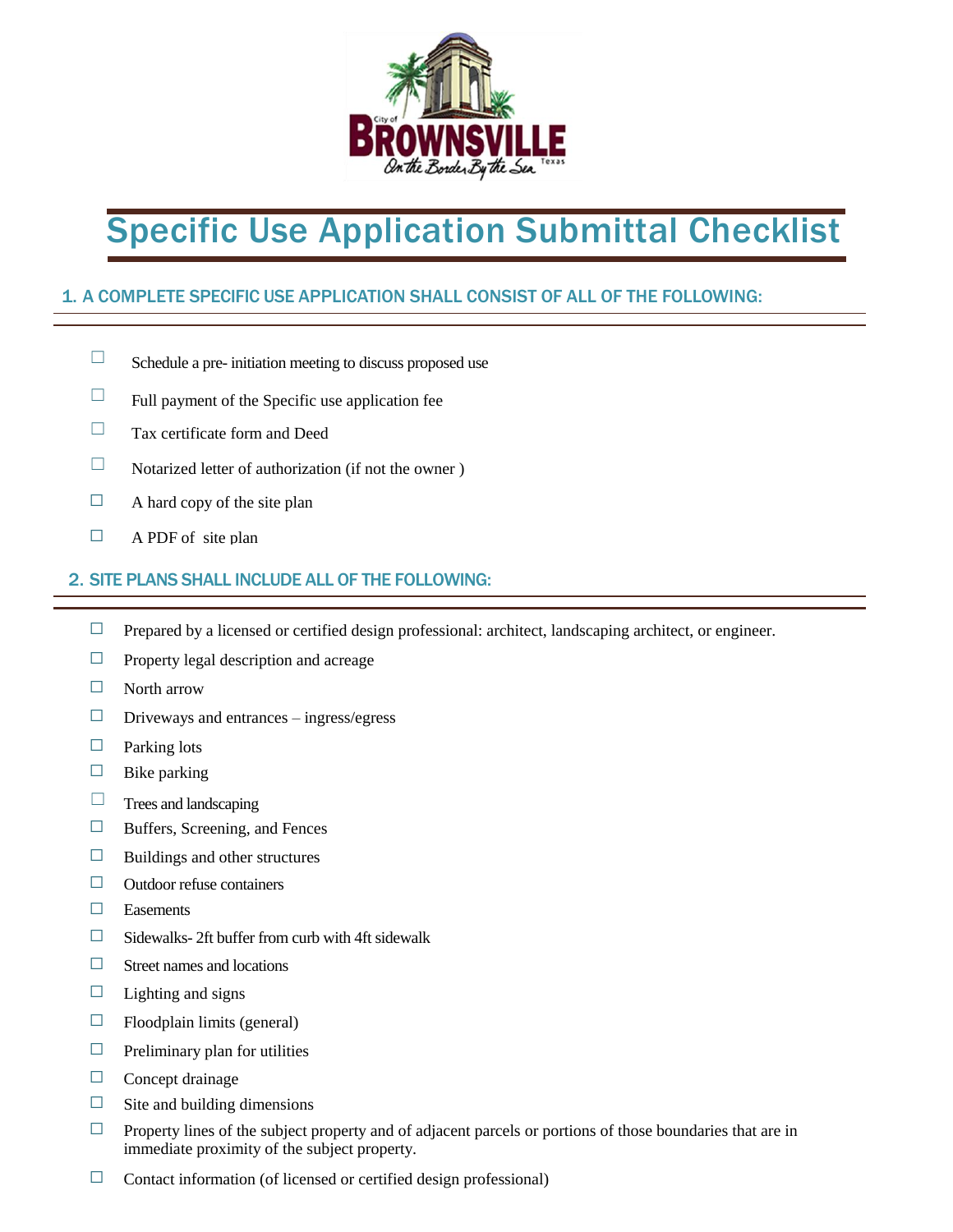# Specific Use Application Submittal Checklist

## 1. A COMPLETE SPECIFIC USE APPLICATION SHALL CONSIST OF ALL OF THE FOLLOWING:

- ☐ Schedule a pre- initiation meeting to discuss proposed use
- ☐ Full payment of the Specific use application fee
- ☐ Tax certificate form and Deed
- ☐ Notarized letter of authorization (if not the owner )
- ☐ A hard copy of the site plan
- ☐ A PDF of site plan

## 2. SITE PLANS SHALL INCLUDE ALL OF THE FOLLOWING:

- ☐ Prepared by a licensed or certified design professional: architect, landscaping architect, or engineer.
- ☐ Property legal description and acreage
- ☐ North arrow
- ☐ Driveways and entrances – ingress/egress
- ☐ Parking lots
- ☐ Bike parking
- ☐ Trees and landscaping
- ☐ Buffers, Screening, and Fences
- ☐ Buildings and other structures
- ☐ Outdoor refuse containers
- ☐ Easements
- ☐ Sidewalks- 2ft buffer from curb with 4ft sidewalk
- ☐ Street names and locations
- ☐ Lighting and signs
- ☐ Floodplain limits (general)
- ☐ Preliminary plan for utilities
- ☐ Concept drainage
- ☐ Site and building dimensions
- ☐ Property lines of the subject property and of adjacent parcels or portions of those boundaries that are in immediate proximity of the subject property.
- ☐ Contact information (of licensed or certified design professional)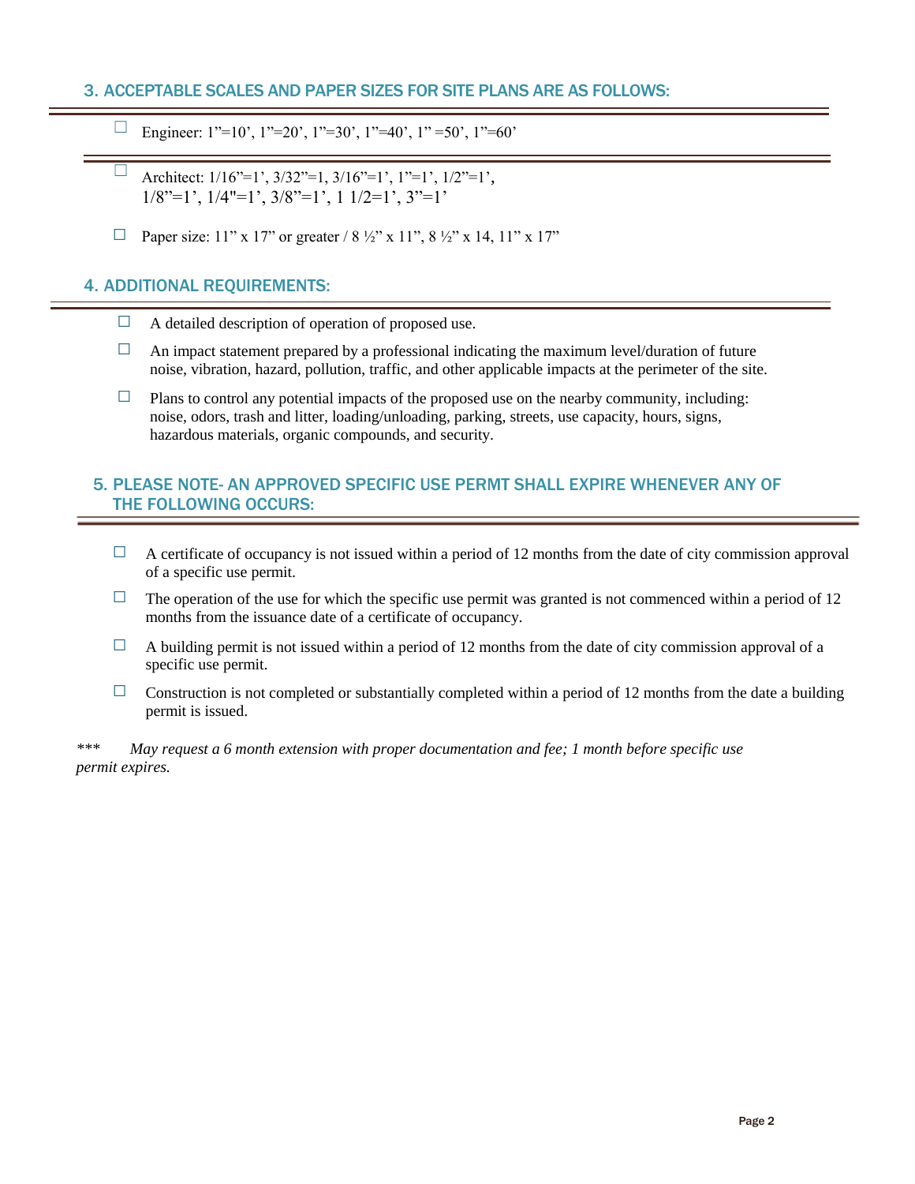## 3. ACCEPTABLE SCALES AND PAPER SIZES FOR SITE PLANS ARE AS FOLLOWS:

- ☐ Engineer: 1"=10', 1"=20', 1"=30', 1"=40', 1" =50', 1"=60'
- ☐ Architect: 1/16"=1', 3/32"=1, 3/16"=1', 1"=1', 1/2"=1', 1/8"=1', 1/4"=1', 3/8"=1', 1 1/2=1', 3"=1'
- ☐ Paper size: 11" x 17" or greater / 8 ½" x 11", 8 ½" x 14, 11" x 17"

## 4. ADDITIONAL REQUIREMENTS:

- ☐ A detailed description of operation of proposed use.
- ☐ An impact statement prepared by a professional indicating the maximum level/duration of future noise, vibration, hazard, pollution, traffic, and other applicable impacts at the perimeter of the site.
- ☐ Plans to control any potential impacts of the proposed use on the nearby community, including: noise, odors, trash and litter, loading/unloading, parking, streets, use capacity, hours, signs, hazardous materials, organic compounds, and security.

## 5. PLEASE NOTE- AN APPROVED SPECIFIC USE PERMIT SHALL EXPIRE WHENEVER ANY OF THE FOLLOWING OCCURS:

- ☐ A certificate of occupancy is not issued within a period of 12 months from the date of city commission approval of a specific use permit.
- ☐ The operation of the use for which the specific use permit was granted is not commenced within a period of 12 months from the issuance date of a certificate of occupancy.
- ☐ A building permit is not issued within a period of 12 months from the date of city commission approval of a specific use permit.
- ☐ Construction is not completed or substantially completed within a period of 12 months from the date a building permit is issued.

*\*\*\* May request a 6 month extension with proper documentation and fee; 1 month before specific use permit expires.*